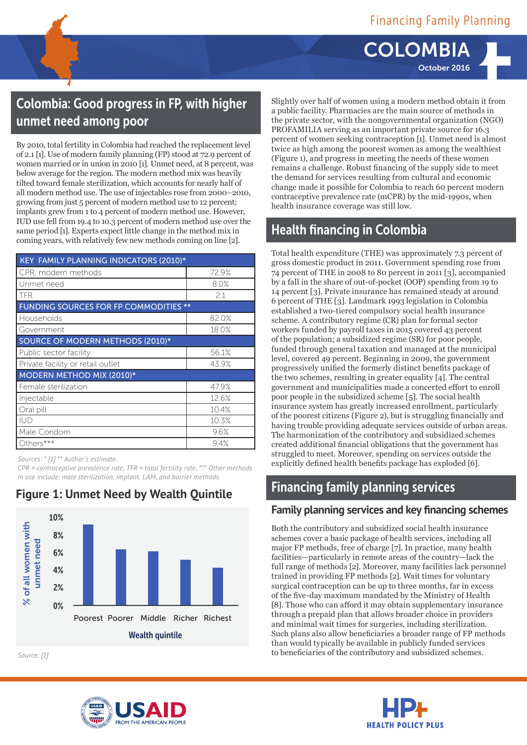Financing Family Planning

# COLOMBIA

October 2016

## Colombia: Good progress in FP, with higher unmet need among poor

By 2010, total fertility in Colombia had reached the replacement level of 2.1 [1]. Use of modern family planning (FP) stood at 72.9 percent of women married or in union in 2010 [1]. Unmet need, at 8 percent, was below average for the region. The modern method mix was heavily tilted toward female sterilization, which accounts for nearly half of all modern method use. The use of injectables rose from 2000–2010, growing from just 5 percent of modern method use to 12 percent; implants grew from 1 to 4 percent of modern method use. However, IUD use fell from 19.4 to 10.3 percent of modern method use over the same period [1]. Experts expect little change in the method mix in coming years, with relatively few new methods coming on line [2].

| KEY FAMILY PLANNING INDICATORS (2010)* | |
|---|---|
| CPR, modern methods | 72.9% |
| Unmet need | 8.0% |
| TFR | 2.1 |
| **FUNDING SOURCES FOR FP COMMODITIES \*\*** | |
| Households | 82.0% |
| Government | 18.0% |
| **SOURCE OF MODERN METHODS (2010)\*** | |
| Public sector facility | 56.1% |
| Private facility or retail outlet | 43.9% |
| **MODERN METHOD MIX (2010)\*** | |
| Female sterilization | 47.9% |
| Injectable | 12.6% |
| Oral pill | 10.4% |
| IUD | 10.3% |
| Male Condom | 9.6% |
| Others*** | 9.4% |

*Sources: * [1] ** Author's estimate.*
*CPR = contraceptive prevalence rate, TFR = total fertility rate. *** Other methods in use include: male sterilization, implant, LAM, and barrier methods.*

### Figure 1: Unmet Need by Wealth Quintile

*Source: [1]*

Slightly over half of women using a modern method obtain it from a public facility. Pharmacies are the main source of methods in the private sector, with the nongovernmental organization (NGO) PROFAMILIA serving as an important private source for 16.3 percent of women seeking contraception [1]. Unmet need is almost twice as high among the poorest women as among the wealthiest (Figure 1), and progress in meeting the needs of these women remains a challenge. Robust financing of the supply side to meet the demand for services resulting from cultural and economic change made it possible for Colombia to reach 60 percent modern contraceptive prevalence rate (mCPR) by the mid-1990s, when health insurance coverage was still low.

## Health financing in Colombia

Total health expenditure (THE) was approximately 7.3 percent of gross domestic product in 2011. Government spending rose from 74 percent of THE in 2008 to 80 percent in 2011 [3], accompanied by a fall in the share of out-of-pocket (OOP) spending from 19 to 14 percent [3]. Private insurance has remained steady at around 6 percent of THE [3]. Landmark 1993 legislation in Colombia established a two-tiered compulsory social health insurance scheme. A contributory regime (CR) plan for formal sector workers funded by payroll taxes in 2015 covered 43 percent of the population; a subsidized regime (SR) for poor people, funded through general taxation and managed at the municipal level, covered 49 percent. Beginning in 2009, the government progressively unified the formerly distinct benefits package of the two schemes, resulting in greater equality [4]. The central government and municipalities made a concerted effort to enroll poor people in the subsidized scheme [5]. The social health insurance system has greatly increased enrollment, particularly of the poorest citizens (Figure 2), but is struggling financially and having trouble providing adequate services outside of urban areas. The harmonization of the contributory and subsidized schemes created additional financial obligations that the government has struggled to meet. Moreover, spending on services outside the explicitly defined health benefits package has exploded [6].

## Financing family planning services

### Family planning services and key financing schemes

Both the contributory and subsidized social health insurance schemes cover a basic package of health services, including all major FP methods, free of charge [7]. In practice, many health facilities—particularly in remote areas of the country—lack the full range of methods [2]. Moreover, many facilities lack personnel trained in providing FP methods [2]. Wait times for voluntary surgical contraception can be up to three months, far in excess of the five-day maximum mandated by the Ministry of Health [8]. Those who can afford it may obtain supplementary insurance through a prepaid plan that allows broader choice in providers and minimal wait times for surgeries, including sterilization. Such plans also allow beneficiaries a broader range of FP methods than would typically be available in publicly funded services to beneficiaries of the contributory and subsidized schemes.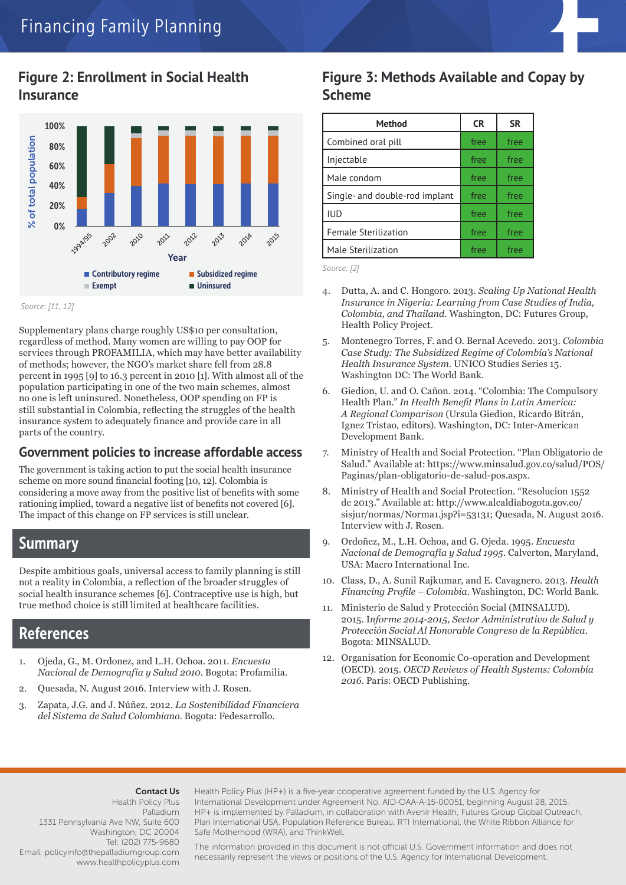## Figure 2: Enrollment in Social Health Insurance

100%
80%
60%
40%
20%
0%
% of total population
1994/95
2002
2010
2011
2012
2013
2014
2015
Year
Contributory regime
Subsidized regime
Exempt
Uninsured

Source: [11, 12]

Supplementary plans charge roughly US$10 per consultation, regardless of method. Many women are willing to pay OOP for services through PROFAMILIA, which may have better availability of methods; however, the NGO's market share fell from 28.8 percent in 1995 [9] to 16.3 percent in 2010 [1]. With almost all of the population participating in one of the two main schemes, almost no one is left uninsured. Nonetheless, OOP spending on FP is still substantial in Colombia, reflecting the struggles of the health insurance system to adequately finance and provide care in all parts of the country.

### Government policies to increase affordable access

The government is taking action to put the social health insurance scheme on more sound financial footing [10, 12]. Colombia is considering a move away from the positive list of benefits with some rationing implied, toward a negative list of benefits not covered [6]. The impact of this change on FP services is still unclear.

## Summary

Despite ambitious goals, universal access to family planning is still not a reality in Colombia, a reflection of the broader struggles of social health insurance schemes [6]. Contraceptive use is high, but true method choice is still limited at healthcare facilities.

## Figure 3: Methods Available and Copay by Scheme

| Method | CR | SR |
|---|---|---|
| Combined oral pill | free | free |
| Injectable | free | free |
| Male condom | free | free |
| Single- and double-rod implant | free | free |
| IUD | free | free |
| Female Sterilization | free | free |
| Male Sterilization | free | free |

Source: [2]

## References

1. Ojeda, G., M. Ordonez, and L.H. Ochoa. 2011. *Encuesta Nacional de Demografía y Salud 2010*. Bogota: Profamilia.
2. Quesada, N. August 2016. Interview with J. Rosen.
3. Zapata, J.G. and J. Núñez. 2012. *La Sostenibilidad Financiera del Sistema de Salud Colombiano*. Bogota: Fedesarrollo.
4. Dutta, A. and C. Hongoro. 2013. *Scaling Up National Health Insurance in Nigeria: Learning from Case Studies of India, Colombia, and Thailand*. Washington, DC: Futures Group, Health Policy Project.
5. Montenegro Torres, F. and O. Bernal Acevedo. 2013. *Colombia Case Study: The Subsidized Regime of Colombia's National Health Insurance System*. UNICO Studies Series 15. Washington DC: The World Bank.
6. Giedion, U. and O. Cañon. 2014. "Colombia: The Compulsory Health Plan." *In Health Benefit Plans in Latin America: A Regional Comparison* (Ursula Giedion, Ricardo Bitrán, Ignez Tristao, editors). Washington, DC: Inter-American Development Bank.
7. Ministry of Health and Social Protection. "Plan Obligatorio de Salud." Available at: https://www.minsalud.gov.co/salud/POS/Paginas/plan-obligatorio-de-salud-pos.aspx.
8. Ministry of Health and Social Protection. "Resolucion 1552 de 2013." Available at: http://www.alcaldiabogota.gov.co/sisjur/normas/Norma1.jsp?i=53131; Quesada, N. August 2016. Interview with J. Rosen.
9. Ordoñez, M., L.H. Ochoa, and G. Ojeda. 1995. *Encuesta Nacional de Demografía y Salud 1995*. Calverton, Maryland, USA: Macro International Inc.
10. Class, D., A. Sunil Rajkumar, and E. Cavagnero. 2013. *Health Financing Profile – Colombia*. Washington, DC: World Bank.
11. Ministerio de Salud y Protección Social (MINSALUD). 2015. I*nforme 2014-2015, Sector Administrativo de Salud y Protección Social Al Honorable Congreso de la República*. Bogota: MINSALUD.
12. Organisation for Economic Co-operation and Development (OECD). 2015. *OECD Reviews of Health Systems: Colombia 2016*. Paris: OECD Publishing.

**Contact Us**
Health Policy Plus
Palladium
1331 Pennsylvania Ave NW, Suite 600
Washington, DC 20004
Tel: (202) 775-9680
Email: policyinfo@thepalladiumgroup.com
www.healthpolicyplus.com

Health Policy Plus (HP+) is a five-year cooperative agreement funded by the U.S. Agency for International Development under Agreement No. AID-OAA-A-15-00051, beginning August 28, 2015. HP+ is implemented by Palladium, in collaboration with Avenir Health, Futures Group Global Outreach, Plan International USA, Population Reference Bureau, RTI International, the White Ribbon Alliance for Safe Motherhood (WRA), and ThinkWell.

The information provided in this document is not official U.S. Government information and does not necessarily represent the views or positions of the U.S. Agency for International Development.